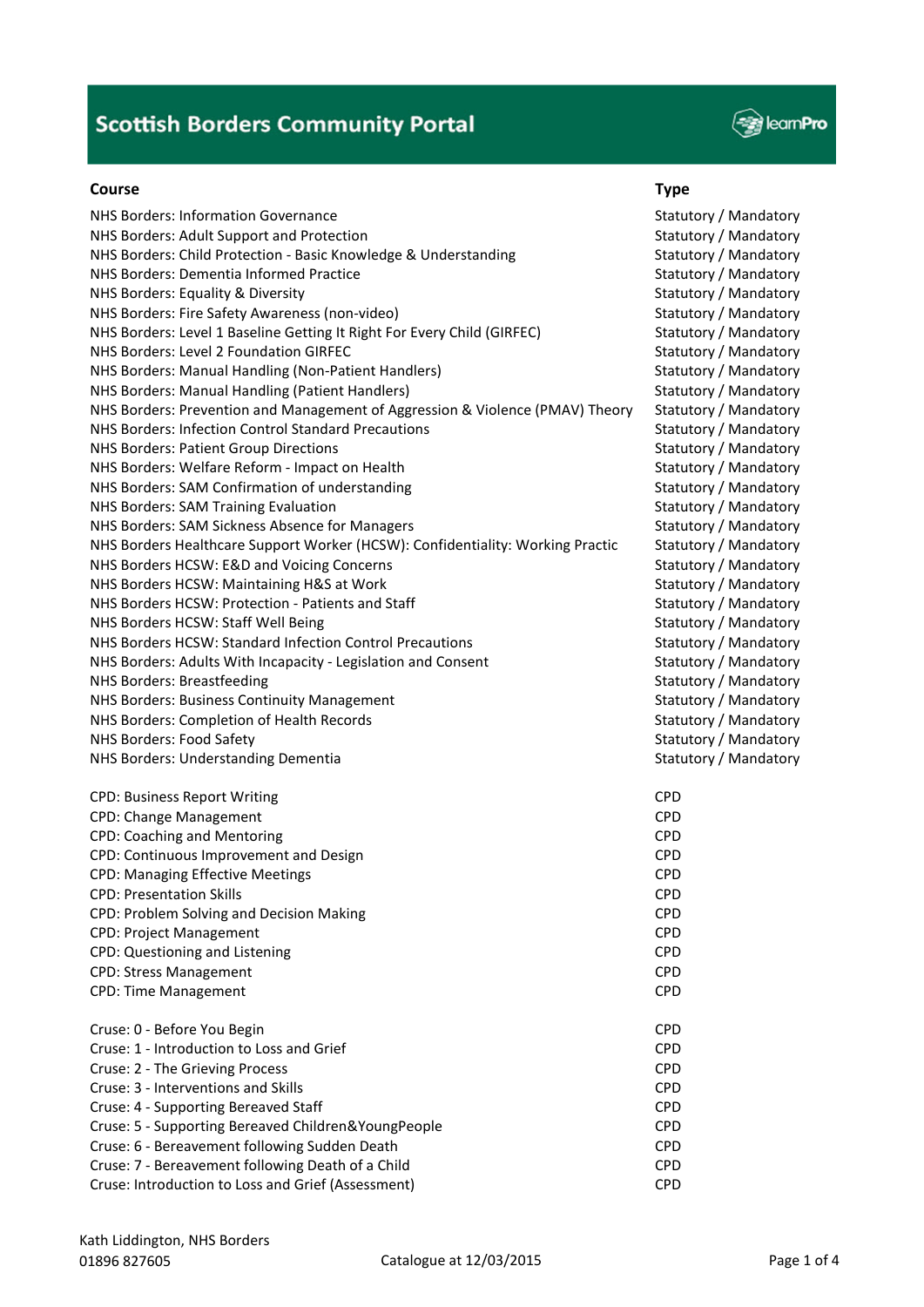# Scottish Borders Community Portal

| Course | Type |
|---|---|
| NHS Borders: Information Governance | Statutory / Mandatory |
| NHS Borders: Adult Support and Protection | Statutory / Mandatory |
| NHS Borders: Child Protection - Basic Knowledge & Understanding | Statutory / Mandatory |
| NHS Borders: Dementia Informed Practice | Statutory / Mandatory |
| NHS Borders: Equality & Diversity | Statutory / Mandatory |
| NHS Borders: Fire Safety Awareness (non-video) | Statutory / Mandatory |
| NHS Borders: Level 1 Baseline Getting It Right For Every Child (GIRFEC) | Statutory / Mandatory |
| NHS Borders: Level 2 Foundation GIRFEC | Statutory / Mandatory |
| NHS Borders: Manual Handling (Non-Patient Handlers) | Statutory / Mandatory |
| NHS Borders: Manual Handling (Patient Handlers) | Statutory / Mandatory |
| NHS Borders: Prevention and Management of Aggression & Violence (PMAV) Theory | Statutory / Mandatory |
| NHS Borders: Infection Control Standard Precautions | Statutory / Mandatory |
| NHS Borders: Patient Group Directions | Statutory / Mandatory |
| NHS Borders: Welfare Reform - Impact on Health | Statutory / Mandatory |
| NHS Borders: SAM Confirmation of understanding | Statutory / Mandatory |
| NHS Borders: SAM Training Evaluation | Statutory / Mandatory |
| NHS Borders: SAM Sickness Absence for Managers | Statutory / Mandatory |
| NHS Borders Healthcare Support Worker (HCSW): Confidentiality: Working Practic | Statutory / Mandatory |
| NHS Borders HCSW: E&D and Voicing Concerns | Statutory / Mandatory |
| NHS Borders HCSW: Maintaining H&S at Work | Statutory / Mandatory |
| NHS Borders HCSW: Protection - Patients and Staff | Statutory / Mandatory |
| NHS Borders HCSW: Staff Well Being | Statutory / Mandatory |
| NHS Borders HCSW: Standard Infection Control Precautions | Statutory / Mandatory |
| NHS Borders: Adults With Incapacity - Legislation and Consent | Statutory / Mandatory |
| NHS Borders: Breastfeeding | Statutory / Mandatory |
| NHS Borders: Business Continuity Management | Statutory / Mandatory |
| NHS Borders: Completion of Health Records | Statutory / Mandatory |
| NHS Borders: Food Safety | Statutory / Mandatory |
| NHS Borders: Understanding Dementia | Statutory / Mandatory |
| CPD: Business Report Writing | CPD |
| CPD: Change Management | CPD |
| CPD: Coaching and Mentoring | CPD |
| CPD: Continuous Improvement and Design | CPD |
| CPD: Managing Effective Meetings | CPD |
| CPD: Presentation Skills | CPD |
| CPD: Problem Solving and Decision Making | CPD |
| CPD: Project Management | CPD |
| CPD: Questioning and Listening | CPD |
| CPD: Stress Management | CPD |
| CPD: Time Management | CPD |
| Cruse: 0 - Before You Begin | CPD |
| Cruse: 1 - Introduction to Loss and Grief | CPD |
| Cruse: 2 - The Grieving Process | CPD |
| Cruse: 3 - Interventions and Skills | CPD |
| Cruse: 4 - Supporting Bereaved Staff | CPD |
| Cruse: 5 - Supporting Bereaved Children&YoungPeople | CPD |
| Cruse: 6 - Bereavement following Sudden Death | CPD |
| Cruse: 7 - Bereavement following Death of a Child | CPD |
| Cruse: Introduction to Loss and Grief (Assessment) | CPD |

Kath Liddington, NHS Borders
01896 827605

Catalogue at 12/03/2015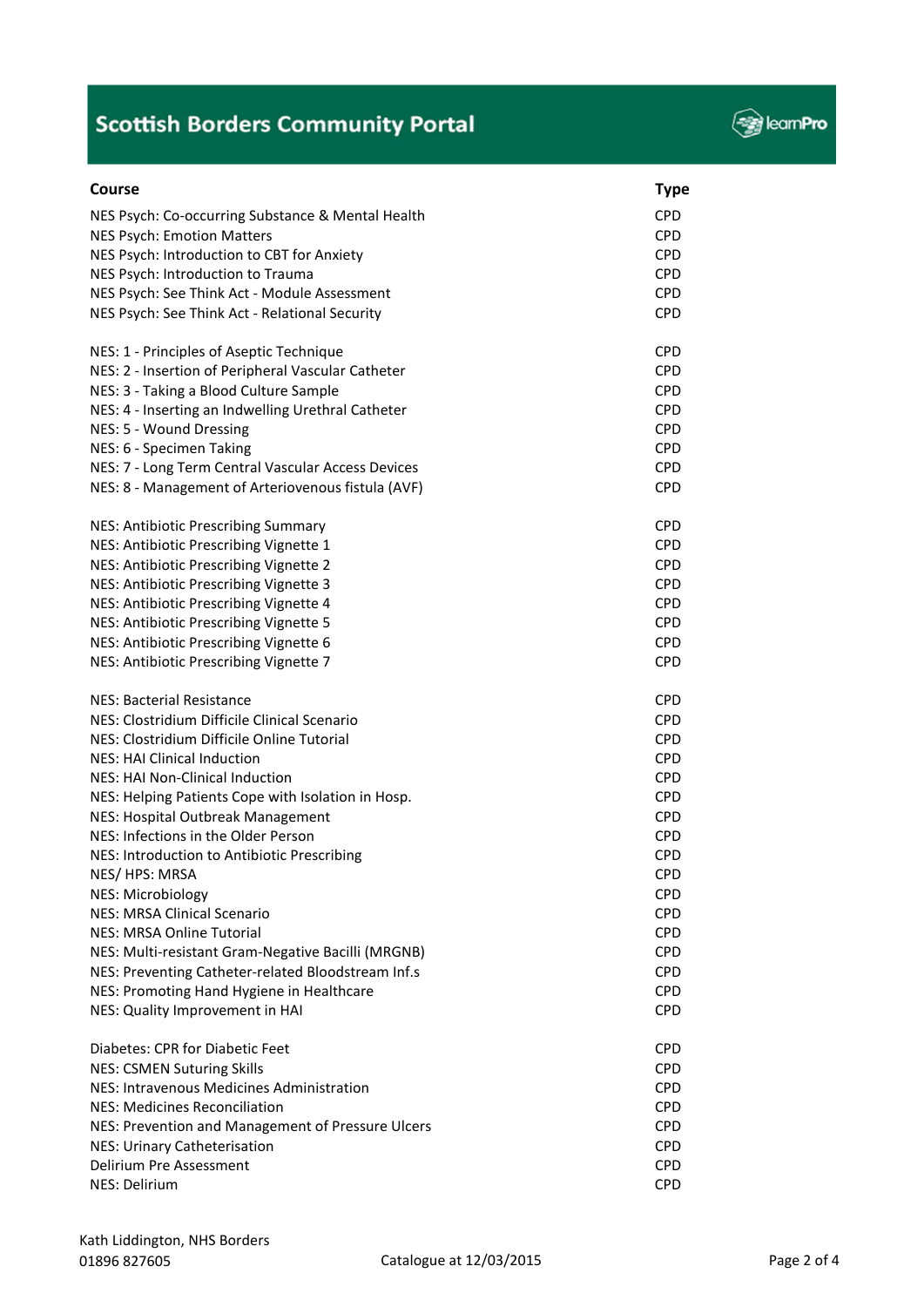# Scottish Borders Community Portal

| Course | Type |
|---|---|
| NES Psych: Co-occurring Substance & Mental Health | CPD |
| NES Psych: Emotion Matters | CPD |
| NES Psych: Introduction to CBT for Anxiety | CPD |
| NES Psych: Introduction to Trauma | CPD |
| NES Psych: See Think Act - Module Assessment | CPD |
| NES Psych: See Think Act - Relational Security | CPD |
| | |
| NES: 1 - Principles of Aseptic Technique | CPD |
| NES: 2 - Insertion of Peripheral Vascular Catheter | CPD |
| NES: 3 - Taking a Blood Culture Sample | CPD |
| NES: 4 - Inserting an Indwelling Urethral Catheter | CPD |
| NES: 5 - Wound Dressing | CPD |
| NES: 6 - Specimen Taking | CPD |
| NES: 7 - Long Term Central Vascular Access Devices | CPD |
| NES: 8 - Management of Arteriovenous fistula (AVF) | CPD |
| | |
| NES: Antibiotic Prescribing Summary | CPD |
| NES: Antibiotic Prescribing Vignette 1 | CPD |
| NES: Antibiotic Prescribing Vignette 2 | CPD |
| NES: Antibiotic Prescribing Vignette 3 | CPD |
| NES: Antibiotic Prescribing Vignette 4 | CPD |
| NES: Antibiotic Prescribing Vignette 5 | CPD |
| NES: Antibiotic Prescribing Vignette 6 | CPD |
| NES: Antibiotic Prescribing Vignette 7 | CPD |
| | |
| NES: Bacterial Resistance | CPD |
| NES: Clostridium Difficile Clinical Scenario | CPD |
| NES: Clostridium Difficile Online Tutorial | CPD |
| NES: HAI Clinical Induction | CPD |
| NES: HAI Non-Clinical Induction | CPD |
| NES: Helping Patients Cope with Isolation in Hosp. | CPD |
| NES: Hospital Outbreak Management | CPD |
| NES: Infections in the Older Person | CPD |
| NES: Introduction to Antibiotic Prescribing | CPD |
| NES/ HPS: MRSA | CPD |
| NES: Microbiology | CPD |
| NES: MRSA Clinical Scenario | CPD |
| NES: MRSA Online Tutorial | CPD |
| NES: Multi-resistant Gram-Negative Bacilli (MRGNB) | CPD |
| NES: Preventing Catheter-related Bloodstream Inf.s | CPD |
| NES: Promoting Hand Hygiene in Healthcare | CPD |
| NES: Quality Improvement in HAI | CPD |
| | |
| Diabetes: CPR for Diabetic Feet | CPD |
| NES: CSMEN Suturing Skills | CPD |
| NES: Intravenous Medicines Administration | CPD |
| NES: Medicines Reconciliation | CPD |
| NES: Prevention and Management of Pressure Ulcers | CPD |
| NES: Urinary Catheterisation | CPD |
| Delirium Pre Assessment | CPD |
| NES: Delirium | CPD |

Kath Liddington, NHS Borders
01896 827605

Catalogue at 12/03/2015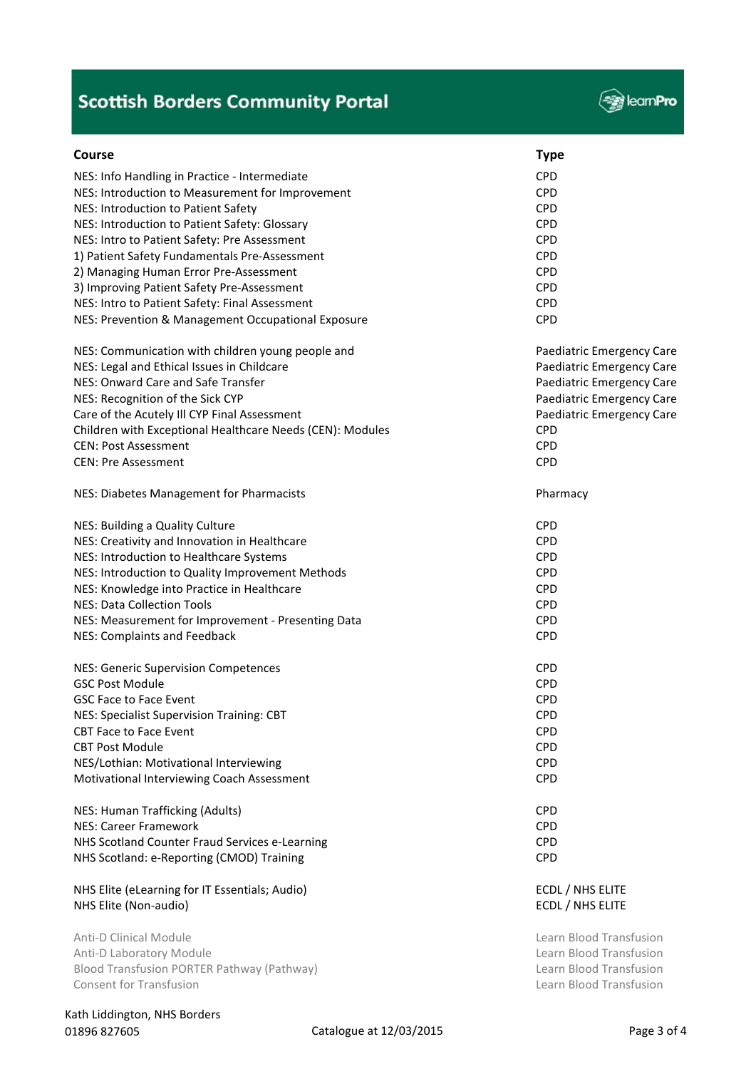# Scottish Borders Community Portal

| Course | Type |
|---|---|
| NES: Info Handling in Practice - Intermediate | CPD |
| NES: Introduction to Measurement for Improvement | CPD |
| NES: Introduction to Patient Safety | CPD |
| NES: Introduction to Patient Safety: Glossary | CPD |
| NES: Intro to Patient Safety: Pre Assessment | CPD |
| 1) Patient Safety Fundamentals Pre-Assessment | CPD |
| 2) Managing Human Error Pre-Assessment | CPD |
| 3) Improving Patient Safety Pre-Assessment | CPD |
| NES: Intro to Patient Safety: Final Assessment | CPD |
| NES: Prevention & Management Occupational Exposure | CPD |
| | |
| NES: Communication with children young people and | Paediatric Emergency Care |
| NES: Legal and Ethical Issues in Childcare | Paediatric Emergency Care |
| NES: Onward Care and Safe Transfer | Paediatric Emergency Care |
| NES: Recognition of the Sick CYP | Paediatric Emergency Care |
| Care of the Acutely Ill CYP Final Assessment | Paediatric Emergency Care |
| Children with Exceptional Healthcare Needs (CEN): Modules | CPD |
| CEN: Post Assessment | CPD |
| CEN: Pre Assessment | CPD |
| | |
| NES: Diabetes Management for Pharmacists | Pharmacy |
| | |
| NES: Building a Quality Culture | CPD |
| NES: Creativity and Innovation in Healthcare | CPD |
| NES: Introduction to Healthcare Systems | CPD |
| NES: Introduction to Quality Improvement Methods | CPD |
| NES: Knowledge into Practice in Healthcare | CPD |
| NES: Data Collection Tools | CPD |
| NES: Measurement for Improvement - Presenting Data | CPD |
| NES: Complaints and Feedback | CPD |
| | |
| NES: Generic Supervision Competences | CPD |
| GSC Post Module | CPD |
| GSC Face to Face Event | CPD |
| NES: Specialist Supervision Training: CBT | CPD |
| CBT Face to Face Event | CPD |
| CBT Post Module | CPD |
| NES/Lothian: Motivational Interviewing | CPD |
| Motivational Interviewing Coach Assessment | CPD |
| | |
| NES: Human Trafficking (Adults) | CPD |
| NES: Career Framework | CPD |
| NHS Scotland Counter Fraud Services e-Learning | CPD |
| NHS Scotland: e-Reporting (CMOD) Training | CPD |
| | |
| NHS Elite (eLearning for IT Essentials; Audio) | ECDL / NHS ELITE |
| NHS Elite (Non-audio) | ECDL / NHS ELITE |
| | |
| Anti-D Clinical Module | Learn Blood Transfusion |
| Anti-D Laboratory Module | Learn Blood Transfusion |
| Blood Transfusion PORTER Pathway (Pathway) | Learn Blood Transfusion |
| Consent for Transfusion | Learn Blood Transfusion |

Kath Liddington, NHS Borders
01896 827605

Catalogue at 12/03/2015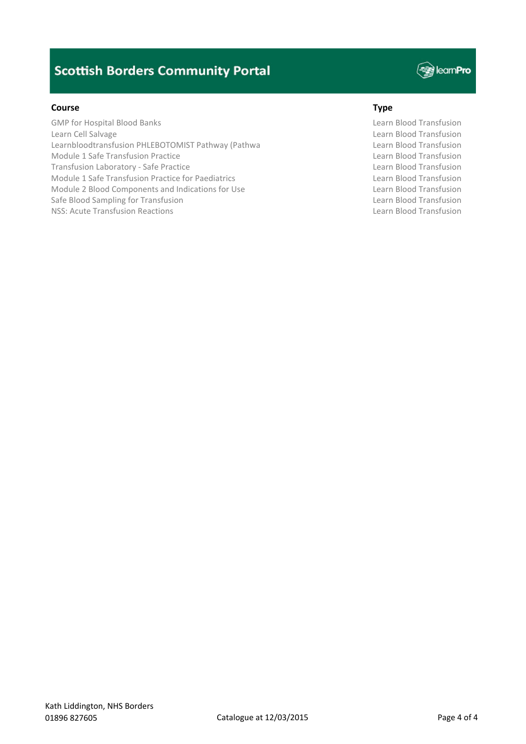| Course | Type |
| --- | --- |
| GMP for Hospital Blood Banks | Learn Blood Transfusion |
| Learn Cell Salvage | Learn Blood Transfusion |
| Learnbloodtransfusion PHLEBOTOMIST Pathway (Pathwa | Learn Blood Transfusion |
| Module 1 Safe Transfusion Practice | Learn Blood Transfusion |
| Transfusion Laboratory - Safe Practice | Learn Blood Transfusion |
| Module 1 Safe Transfusion Practice for Paediatrics | Learn Blood Transfusion |
| Module 2 Blood Components and Indications for Use | Learn Blood Transfusion |
| Safe Blood Sampling for Transfusion | Learn Blood Transfusion |
| NSS: Acute Transfusion Reactions | Learn Blood Transfusion |